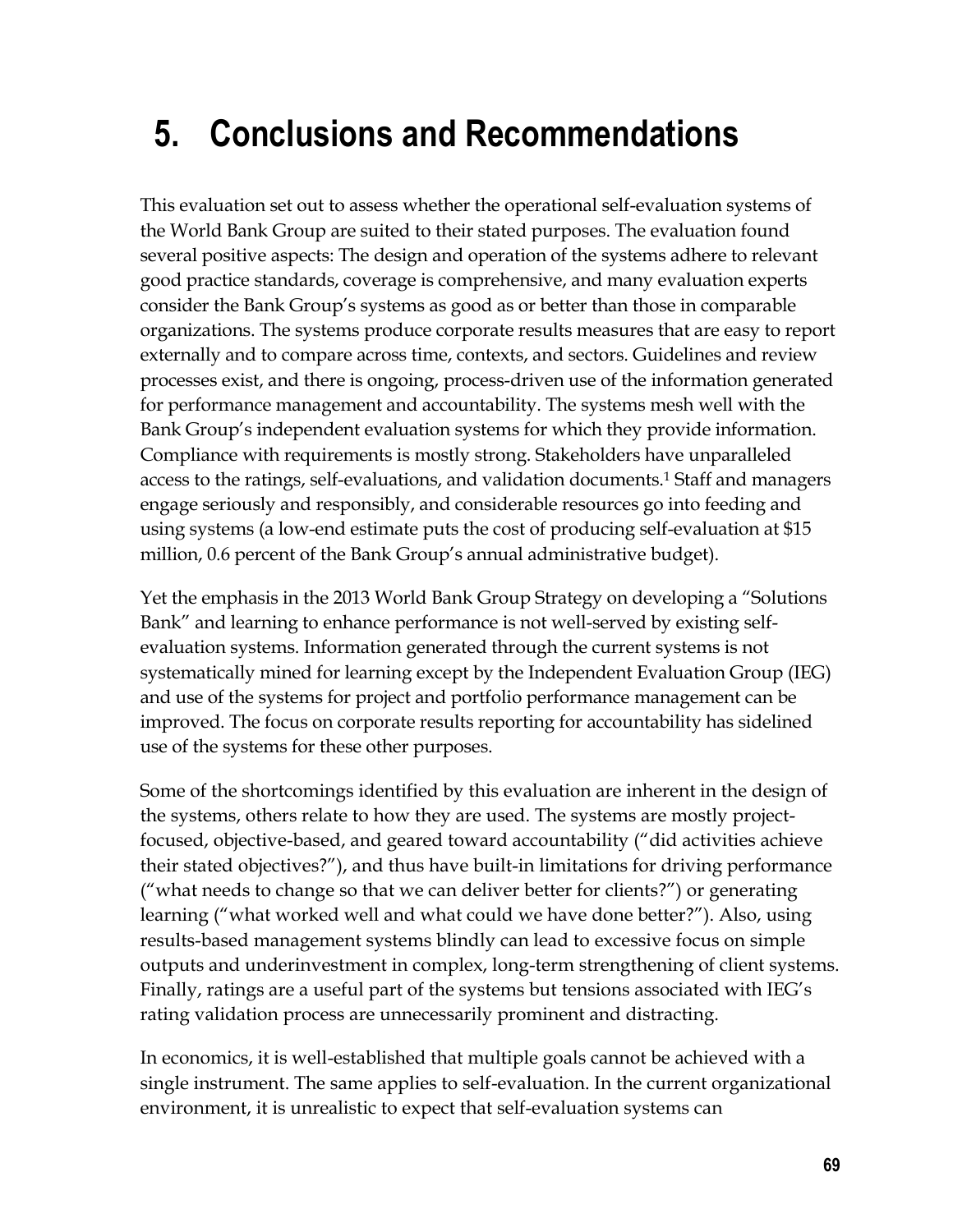# 5. Conclusions and Recommendations

This evaluation set out to assess whether the operational self-evaluation systems of the World Bank Group are suited to their stated purposes. The evaluation found several positive aspects: The design and operation of the systems adhere to relevant good practice standards, coverage is comprehensive, and many evaluation experts consider the Bank Group's systems as good as or better than those in comparable organizations. The systems produce corporate results measures that are easy to report externally and to compare across time, contexts, and sectors. Guidelines and review processes exist, and there is ongoing, process-driven use of the information generated for performance management and accountability. The systems mesh well with the Bank Group's independent evaluation systems for which they provide information. Compliance with requirements is mostly strong. Stakeholders have unparalleled access to the ratings, self-evaluations, and validation documents.[1] Staff and managers engage seriously and responsibly, and considerable resources go into feeding and using systems (a low-end estimate puts the cost of producing self-evaluation at $15 million, 0.6 percent of the Bank Group's annual administrative budget).

Yet the emphasis in the 2013 World Bank Group Strategy on developing a "Solutions Bank" and learning to enhance performance is not well-served by existing self-evaluation systems. Information generated through the current systems is not systematically mined for learning except by the Independent Evaluation Group (IEG) and use of the systems for project and portfolio performance management can be improved. The focus on corporate results reporting for accountability has sidelined use of the systems for these other purposes.

Some of the shortcomings identified by this evaluation are inherent in the design of the systems, others relate to how they are used. The systems are mostly project-focused, objective-based, and geared toward accountability ("did activities achieve their stated objectives?"), and thus have built-in limitations for driving performance ("what needs to change so that we can deliver better for clients?") or generating learning ("what worked well and what could we have done better?"). Also, using results-based management systems blindly can lead to excessive focus on simple outputs and underinvestment in complex, long-term strengthening of client systems. Finally, ratings are a useful part of the systems but tensions associated with IEG's rating validation process are unnecessarily prominent and distracting.

In economics, it is well-established that multiple goals cannot be achieved with a single instrument. The same applies to self-evaluation. In the current organizational environment, it is unrealistic to expect that self-evaluation systems can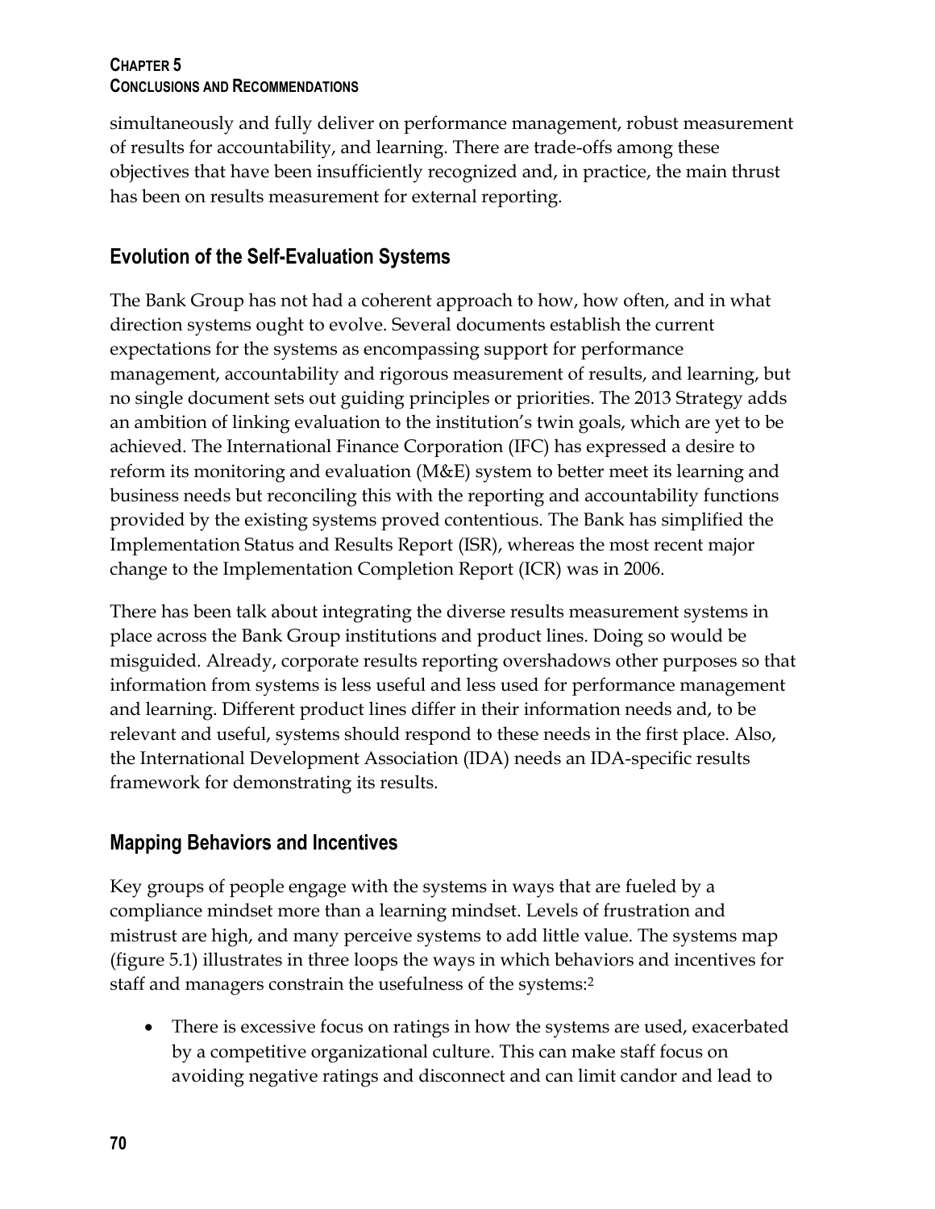simultaneously and fully deliver on performance management, robust measurement of results for accountability, and learning. There are trade-offs among these objectives that have been insufficiently recognized and, in practice, the main thrust has been on results measurement for external reporting.

## Evolution of the Self-Evaluation Systems

The Bank Group has not had a coherent approach to how, how often, and in what direction systems ought to evolve. Several documents establish the current expectations for the systems as encompassing support for performance management, accountability and rigorous measurement of results, and learning, but no single document sets out guiding principles or priorities. The 2013 Strategy adds an ambition of linking evaluation to the institution's twin goals, which are yet to be achieved. The International Finance Corporation (IFC) has expressed a desire to reform its monitoring and evaluation (M&E) system to better meet its learning and business needs but reconciling this with the reporting and accountability functions provided by the existing systems proved contentious. The Bank has simplified the Implementation Status and Results Report (ISR), whereas the most recent major change to the Implementation Completion Report (ICR) was in 2006.

There has been talk about integrating the diverse results measurement systems in place across the Bank Group institutions and product lines. Doing so would be misguided. Already, corporate results reporting overshadows other purposes so that information from systems is less useful and less used for performance management and learning. Different product lines differ in their information needs and, to be relevant and useful, systems should respond to these needs in the first place. Also, the International Development Association (IDA) needs an IDA-specific results framework for demonstrating its results.

## Mapping Behaviors and Incentives

Key groups of people engage with the systems in ways that are fueled by a compliance mindset more than a learning mindset. Levels of frustration and mistrust are high, and many perceive systems to add little value. The systems map (figure 5.1) illustrates in three loops the ways in which behaviors and incentives for staff and managers constrain the usefulness of the systems:[2]

- There is excessive focus on ratings in how the systems are used, exacerbated by a competitive organizational culture. This can make staff focus on avoiding negative ratings and disconnect and can limit candor and lead to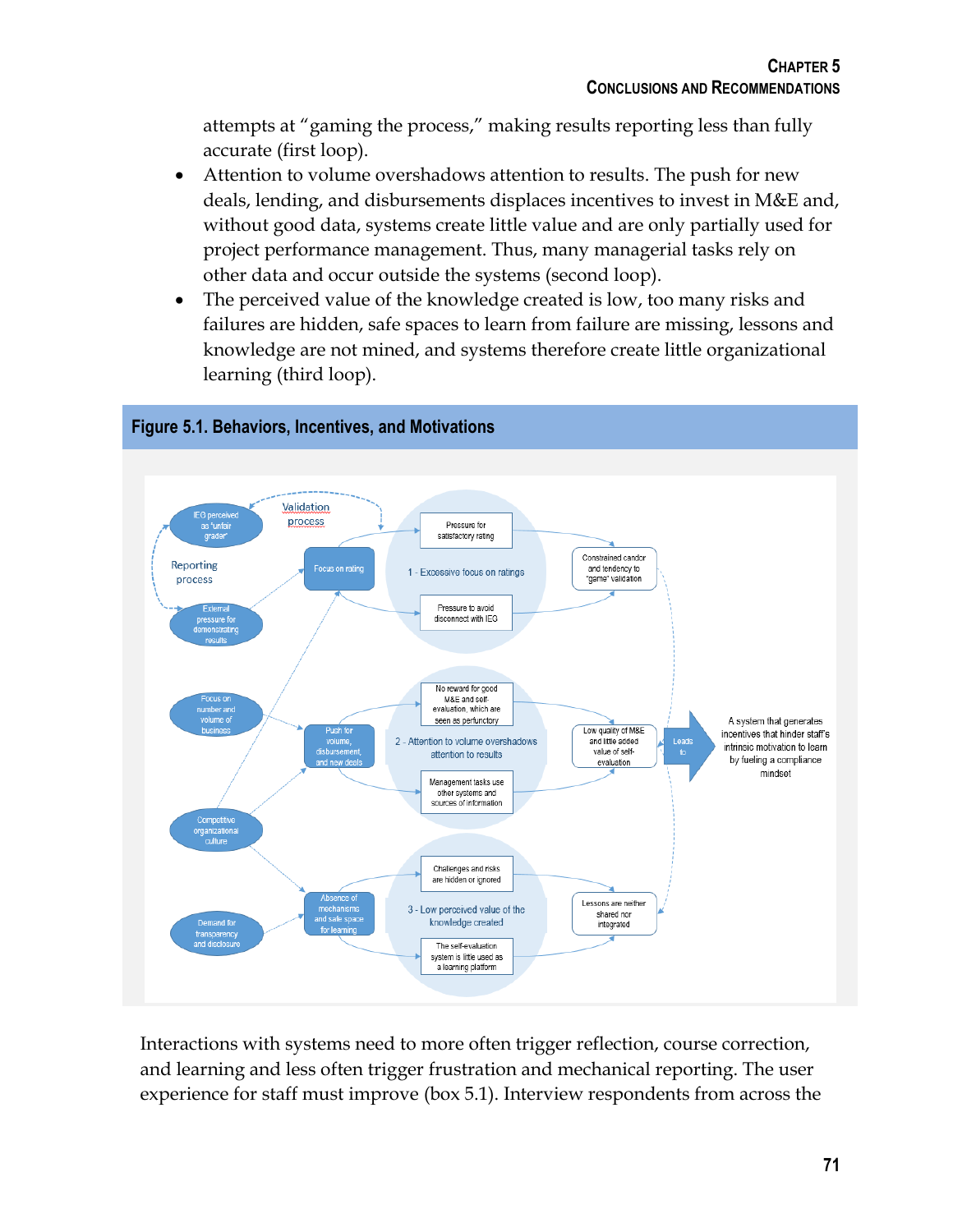attempts at "gaming the process," making results reporting less than fully accurate (first loop).

- Attention to volume overshadows attention to results. The push for new deals, lending, and disbursements displaces incentives to invest in M&E and, without good data, systems create little value and are only partially used for project performance management. Thus, many managerial tasks rely on other data and occur outside the systems (second loop).
- The perceived value of the knowledge created is low, too many risks and failures are hidden, safe spaces to learn from failure are missing, lessons and knowledge are not mined, and systems therefore create little organizational learning (third loop).

**Figure 5.1. Behaviors, Incentives, and Motivations**

- IEG perceived as "unfair grader"
- Validation process
- Reporting process
- External pressure for demonstrating results
- Focus on rating
- Pressure for satisfactory rating
- 1 - Excessive focus on ratings
- Pressure to avoid disconnect with IEG
- Constrained candor and tendency to "game" validation
- Focus on number and volume of business
- Push for volume, disbursement, and new deals
- No reward for good M&E and self-evaluation, which are seen as perfunctory
- 2 - Attention to volume overshadows attention to results
- Management tasks use other systems and sources of information
- Low quality of M&E and little added value of self-evaluation
- Leads to
- A system that generates incentives that hinder staff's intrinsic motivation to learn by fueling a compliance mindset
- Competitive organizational culture
- Demand for transparency and disclosure
- Absence of mechanisms and safe space for learning
- Challenges and risks are hidden or ignored
- 3 - Low perceived value of the knowledge created
- The self-evaluation system is little used as a learning platform
- Lessons are neither shared nor integrated

Interactions with systems need to more often trigger reflection, course correction, and learning and less often trigger frustration and mechanical reporting. The user experience for staff must improve (box 5.1). Interview respondents from across the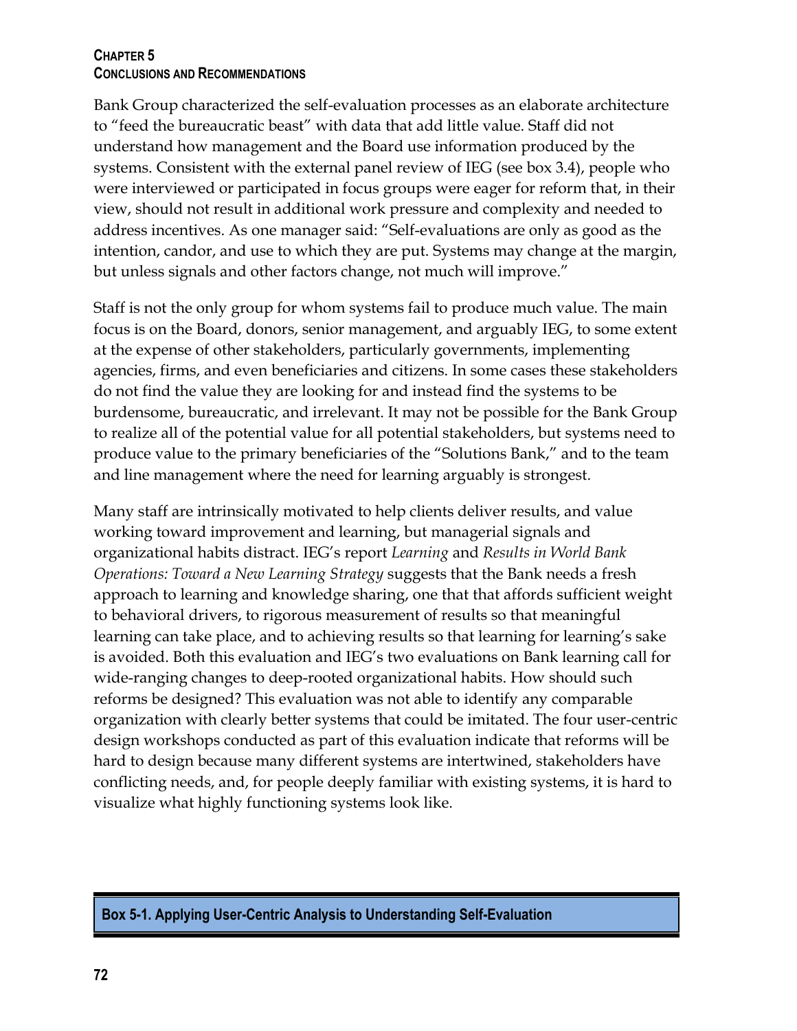Bank Group characterized the self-evaluation processes as an elaborate architecture to "feed the bureaucratic beast" with data that add little value. Staff did not understand how management and the Board use information produced by the systems. Consistent with the external panel review of IEG (see box 3.4), people who were interviewed or participated in focus groups were eager for reform that, in their view, should not result in additional work pressure and complexity and needed to address incentives. As one manager said: "Self-evaluations are only as good as the intention, candor, and use to which they are put. Systems may change at the margin, but unless signals and other factors change, not much will improve."

Staff is not the only group for whom systems fail to produce much value. The main focus is on the Board, donors, senior management, and arguably IEG, to some extent at the expense of other stakeholders, particularly governments, implementing agencies, firms, and even beneficiaries and citizens. In some cases these stakeholders do not find the value they are looking for and instead find the systems to be burdensome, bureaucratic, and irrelevant. It may not be possible for the Bank Group to realize all of the potential value for all potential stakeholders, but systems need to produce value to the primary beneficiaries of the "Solutions Bank," and to the team and line management where the need for learning arguably is strongest.

Many staff are intrinsically motivated to help clients deliver results, and value working toward improvement and learning, but managerial signals and organizational habits distract. IEG's report *Learning* and *Results in World Bank Operations: Toward a New Learning Strategy* suggests that the Bank needs a fresh approach to learning and knowledge sharing, one that that affords sufficient weight to behavioral drivers, to rigorous measurement of results so that meaningful learning can take place, and to achieving results so that learning for learning's sake is avoided. Both this evaluation and IEG's two evaluations on Bank learning call for wide-ranging changes to deep-rooted organizational habits. How should such reforms be designed? This evaluation was not able to identify any comparable organization with clearly better systems that could be imitated. The four user-centric design workshops conducted as part of this evaluation indicate that reforms will be hard to design because many different systems are intertwined, stakeholders have conflicting needs, and, for people deeply familiar with existing systems, it is hard to visualize what highly functioning systems look like.

**Box 5-1. Applying User-Centric Analysis to Understanding Self-Evaluation**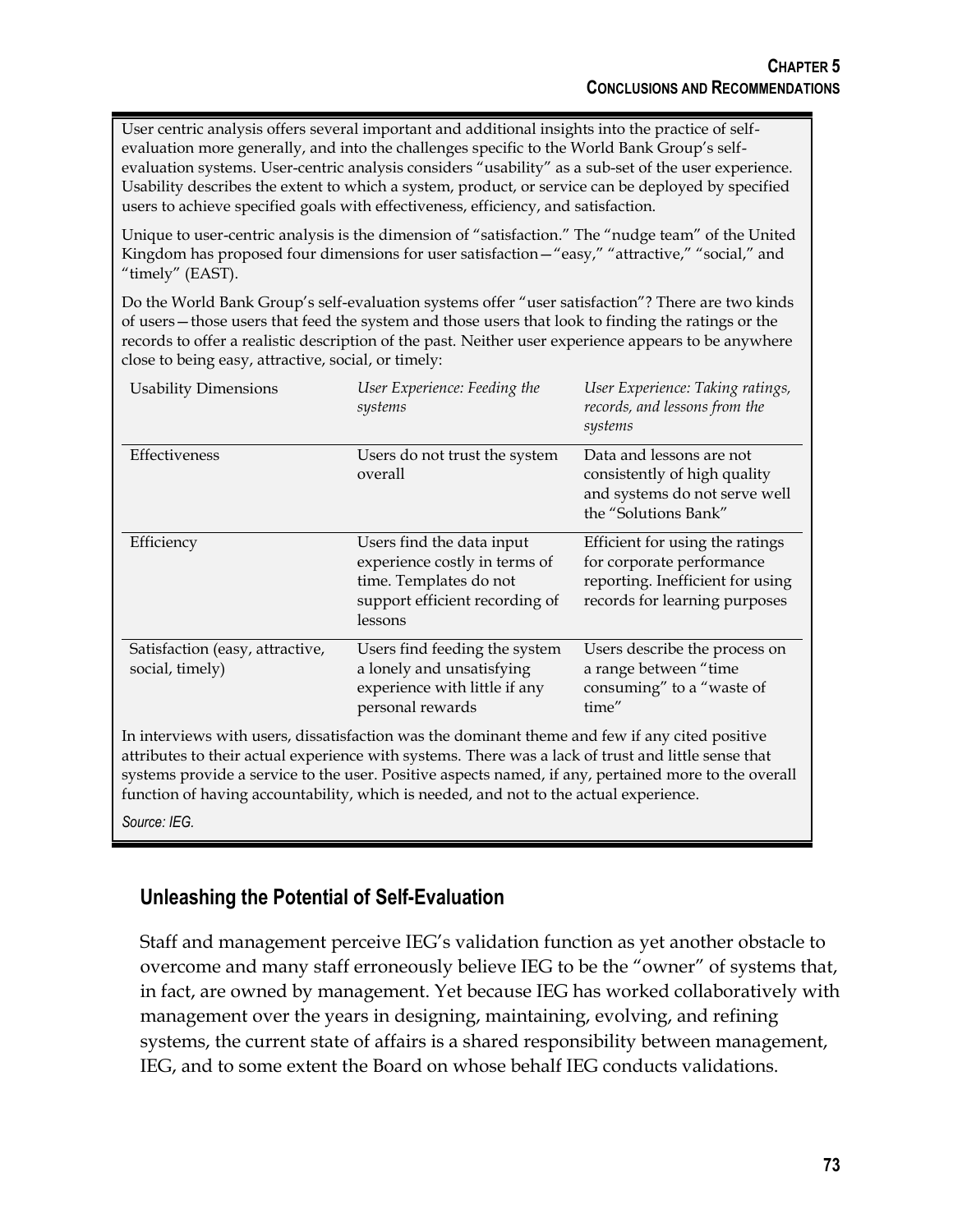User centric analysis offers several important and additional insights into the practice of self-evaluation more generally, and into the challenges specific to the World Bank Group's self-evaluation systems. User-centric analysis considers "usability" as a sub-set of the user experience. Usability describes the extent to which a system, product, or service can be deployed by specified users to achieve specified goals with effectiveness, efficiency, and satisfaction.

Unique to user-centric analysis is the dimension of "satisfaction." The "nudge team" of the United Kingdom has proposed four dimensions for user satisfaction—"easy," "attractive," "social," and "timely" (EAST).

Do the World Bank Group's self-evaluation systems offer "user satisfaction"? There are two kinds of users—those users that feed the system and those users that look to finding the ratings or the records to offer a realistic description of the past. Neither user experience appears to be anywhere close to being easy, attractive, social, or timely:

| Usability Dimensions | *User Experience: Feeding the systems* | *User Experience: Taking ratings, records, and lessons from the systems* |
|---|---|---|
| Effectiveness | Users do not trust the system overall | Data and lessons are not consistently of high quality and systems do not serve well the "Solutions Bank" |
| Efficiency | Users find the data input experience costly in terms of time. Templates do not support efficient recording of lessons | Efficient for using the ratings for corporate performance reporting. Inefficient for using records for learning purposes |
| Satisfaction (easy, attractive, social, timely) | Users find feeding the system a lonely and unsatisfying experience with little if any personal rewards | Users describe the process on a range between "time consuming" to a "waste of time" |

In interviews with users, dissatisfaction was the dominant theme and few if any cited positive attributes to their actual experience with systems. There was a lack of trust and little sense that systems provide a service to the user. Positive aspects named, if any, pertained more to the overall function of having accountability, which is needed, and not to the actual experience.

*Source: IEG.*

## Unleashing the Potential of Self-Evaluation

Staff and management perceive IEG's validation function as yet another obstacle to overcome and many staff erroneously believe IEG to be the "owner" of systems that, in fact, are owned by management. Yet because IEG has worked collaboratively with management over the years in designing, maintaining, evolving, and refining systems, the current state of affairs is a shared responsibility between management, IEG, and to some extent the Board on whose behalf IEG conducts validations.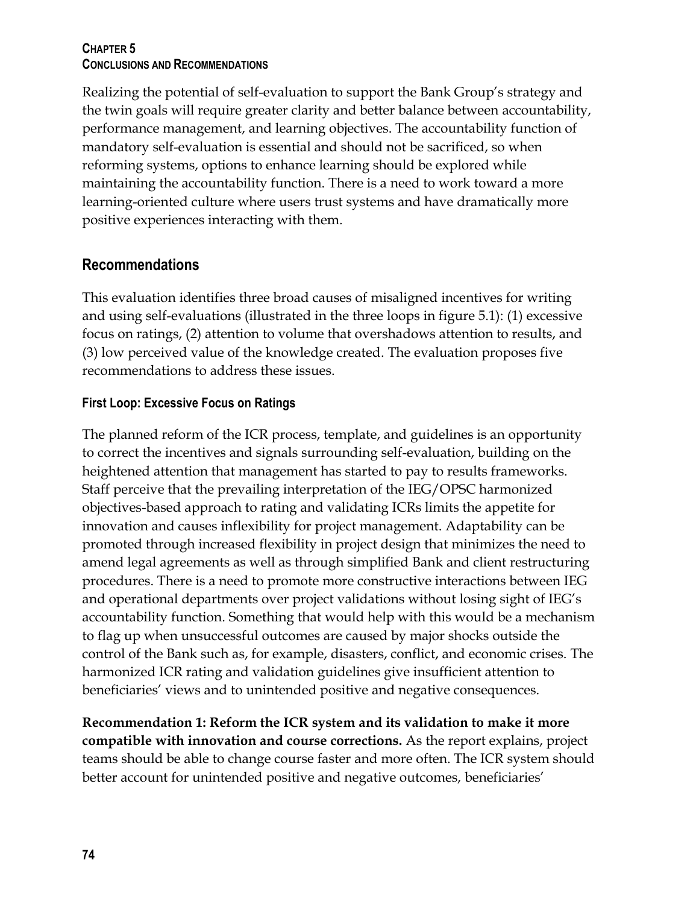Realizing the potential of self-evaluation to support the Bank Group's strategy and the twin goals will require greater clarity and better balance between accountability, performance management, and learning objectives. The accountability function of mandatory self-evaluation is essential and should not be sacrificed, so when reforming systems, options to enhance learning should be explored while maintaining the accountability function. There is a need to work toward a more learning-oriented culture where users trust systems and have dramatically more positive experiences interacting with them.

## Recommendations

This evaluation identifies three broad causes of misaligned incentives for writing and using self-evaluations (illustrated in the three loops in figure 5.1): (1) excessive focus on ratings, (2) attention to volume that overshadows attention to results, and (3) low perceived value of the knowledge created. The evaluation proposes five recommendations to address these issues.

### First Loop: Excessive Focus on Ratings

The planned reform of the ICR process, template, and guidelines is an opportunity to correct the incentives and signals surrounding self-evaluation, building on the heightened attention that management has started to pay to results frameworks. Staff perceive that the prevailing interpretation of the IEG/OPSC harmonized objectives-based approach to rating and validating ICRs limits the appetite for innovation and causes inflexibility for project management. Adaptability can be promoted through increased flexibility in project design that minimizes the need to amend legal agreements as well as through simplified Bank and client restructuring procedures. There is a need to promote more constructive interactions between IEG and operational departments over project validations without losing sight of IEG's accountability function. Something that would help with this would be a mechanism to flag up when unsuccessful outcomes are caused by major shocks outside the control of the Bank such as, for example, disasters, conflict, and economic crises. The harmonized ICR rating and validation guidelines give insufficient attention to beneficiaries' views and to unintended positive and negative consequences.

**Recommendation 1: Reform the ICR system and its validation to make it more compatible with innovation and course corrections.** As the report explains, project teams should be able to change course faster and more often. The ICR system should better account for unintended positive and negative outcomes, beneficiaries'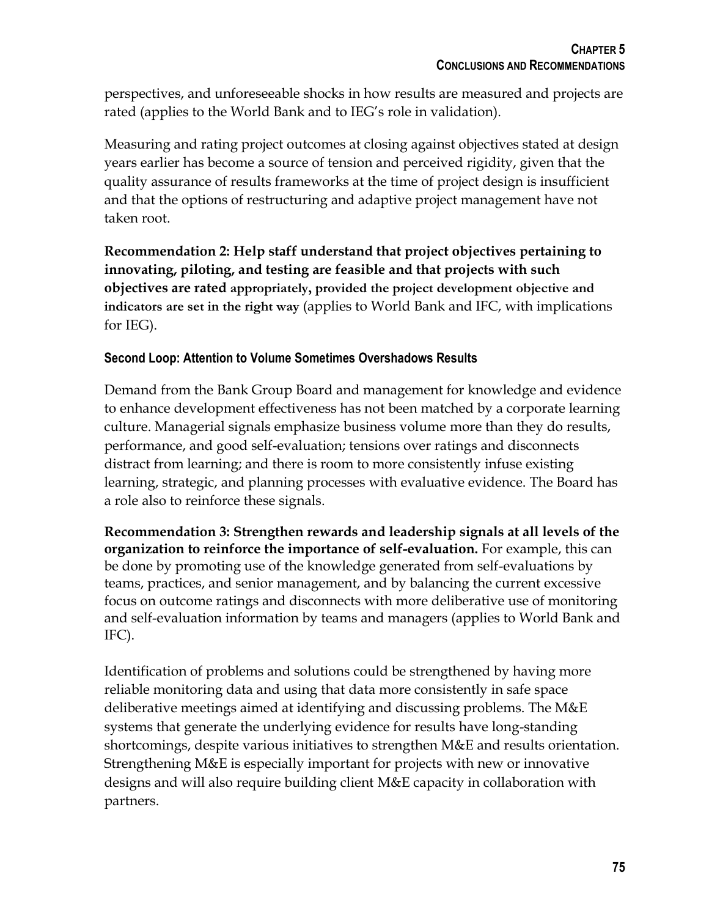perspectives, and unforeseeable shocks in how results are measured and projects are rated (applies to the World Bank and to IEG's role in validation).

Measuring and rating project outcomes at closing against objectives stated at design years earlier has become a source of tension and perceived rigidity, given that the quality assurance of results frameworks at the time of project design is insufficient and that the options of restructuring and adaptive project management have not taken root.

**Recommendation 2: Help staff understand that project objectives pertaining to innovating, piloting, and testing are feasible and that projects with such objectives are rated appropriately, provided the project development objective and indicators are set in the right way** (applies to World Bank and IFC, with implications for IEG).

#### Second Loop: Attention to Volume Sometimes Overshadows Results

Demand from the Bank Group Board and management for knowledge and evidence to enhance development effectiveness has not been matched by a corporate learning culture. Managerial signals emphasize business volume more than they do results, performance, and good self-evaluation; tensions over ratings and disconnects distract from learning; and there is room to more consistently infuse existing learning, strategic, and planning processes with evaluative evidence. The Board has a role also to reinforce these signals.

**Recommendation 3: Strengthen rewards and leadership signals at all levels of the organization to reinforce the importance of self-evaluation.** For example, this can be done by promoting use of the knowledge generated from self-evaluations by teams, practices, and senior management, and by balancing the current excessive focus on outcome ratings and disconnects with more deliberative use of monitoring and self-evaluation information by teams and managers (applies to World Bank and IFC).

Identification of problems and solutions could be strengthened by having more reliable monitoring data and using that data more consistently in safe space deliberative meetings aimed at identifying and discussing problems. The M&E systems that generate the underlying evidence for results have long-standing shortcomings, despite various initiatives to strengthen M&E and results orientation. Strengthening M&E is especially important for projects with new or innovative designs and will also require building client M&E capacity in collaboration with partners.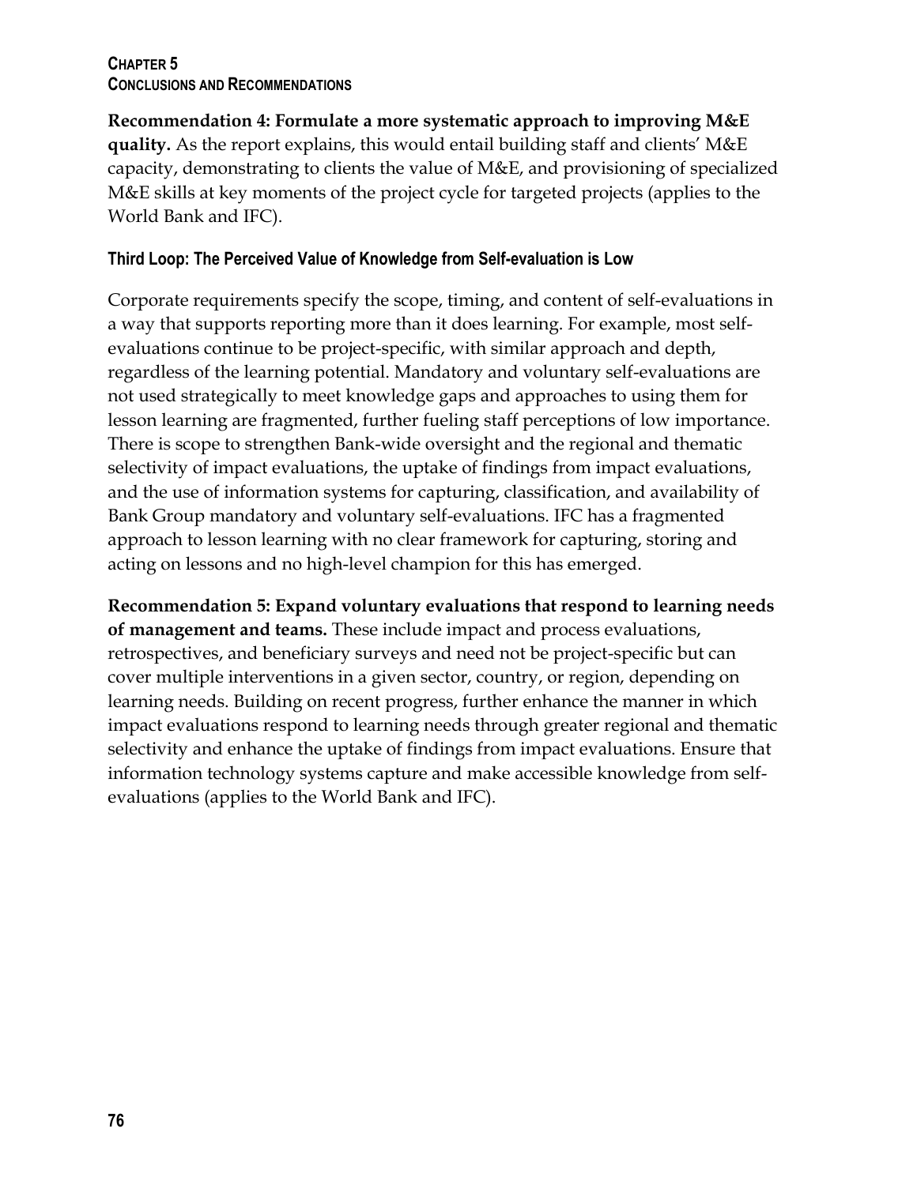**Recommendation 4: Formulate a more systematic approach to improving M&E quality.** As the report explains, this would entail building staff and clients' M&E capacity, demonstrating to clients the value of M&E, and provisioning of specialized M&E skills at key moments of the project cycle for targeted projects (applies to the World Bank and IFC).

### Third Loop: The Perceived Value of Knowledge from Self-evaluation is Low

Corporate requirements specify the scope, timing, and content of self-evaluations in a way that supports reporting more than it does learning. For example, most self-evaluations continue to be project-specific, with similar approach and depth, regardless of the learning potential. Mandatory and voluntary self-evaluations are not used strategically to meet knowledge gaps and approaches to using them for lesson learning are fragmented, further fueling staff perceptions of low importance. There is scope to strengthen Bank-wide oversight and the regional and thematic selectivity of impact evaluations, the uptake of findings from impact evaluations, and the use of information systems for capturing, classification, and availability of Bank Group mandatory and voluntary self-evaluations. IFC has a fragmented approach to lesson learning with no clear framework for capturing, storing and acting on lessons and no high-level champion for this has emerged.

**Recommendation 5: Expand voluntary evaluations that respond to learning needs of management and teams.** These include impact and process evaluations, retrospectives, and beneficiary surveys and need not be project-specific but can cover multiple interventions in a given sector, country, or region, depending on learning needs. Building on recent progress, further enhance the manner in which impact evaluations respond to learning needs through greater regional and thematic selectivity and enhance the uptake of findings from impact evaluations. Ensure that information technology systems capture and make accessible knowledge from self-evaluations (applies to the World Bank and IFC).